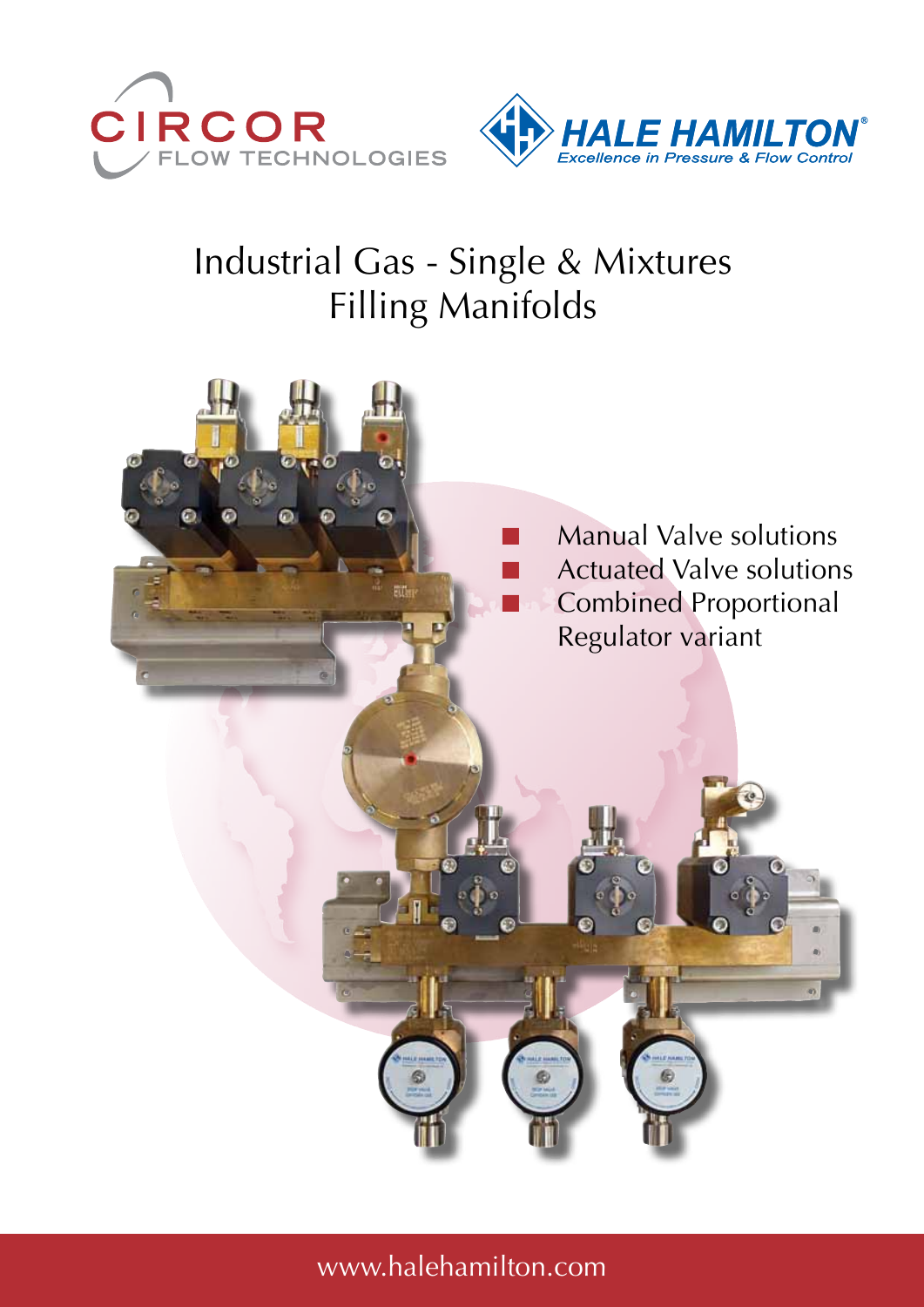CIRCOR FLOW TECHNOLOGIES

HALE HAMILTON®
*Excellence in Pressure & Flow Control*

# Industrial Gas - Single & Mixtures Filling Manifolds

- Manual Valve solutions
- Actuated Valve solutions
- Combined Proportional Regulator variant

www.halehamilton.com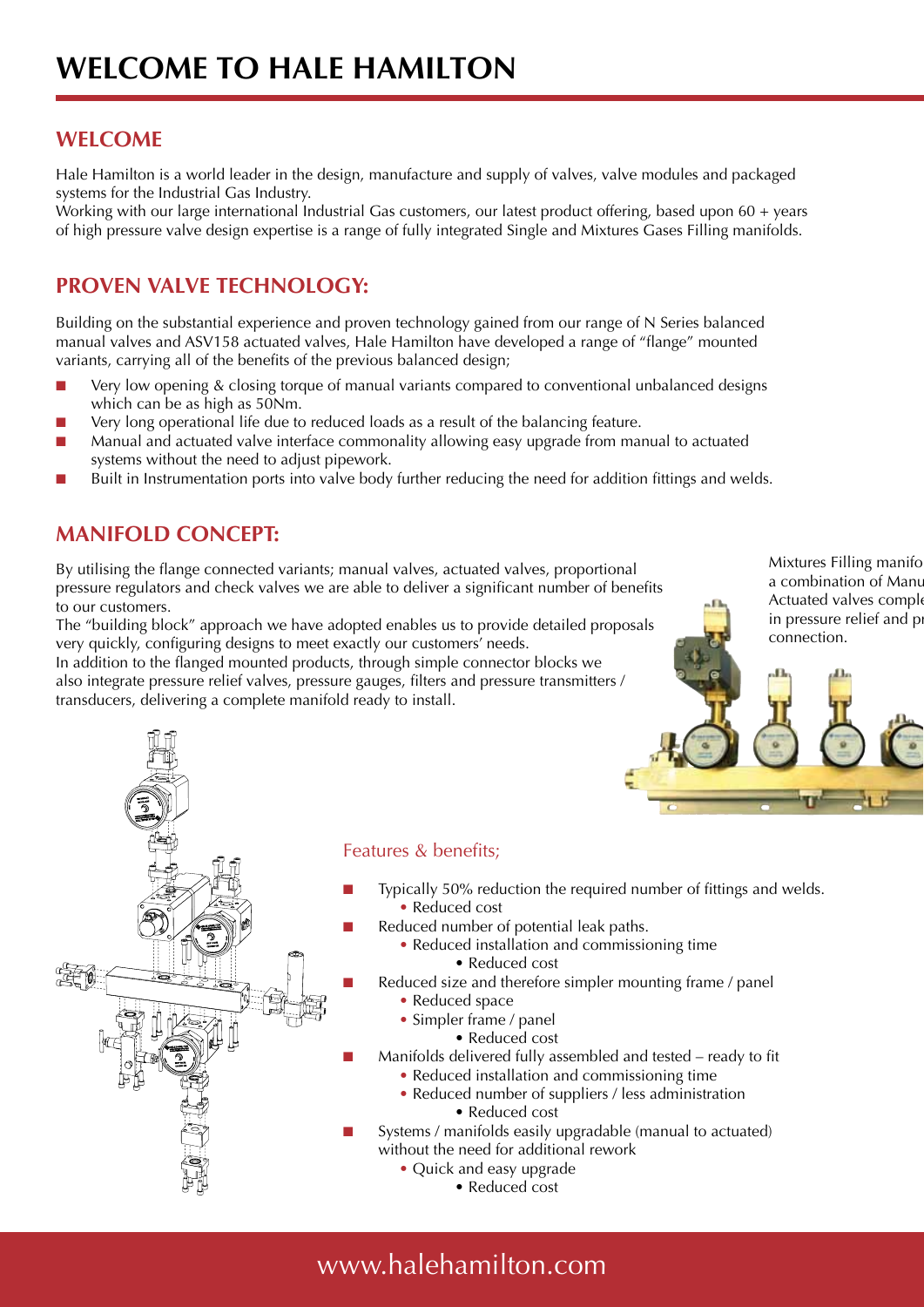# WELCOME TO HALE HAMILTON

## WELCOME

Hale Hamilton is a world leader in the design, manufacture and supply of valves, valve modules and packaged systems for the Industrial Gas Industry.
Working with our large international Industrial Gas customers, our latest product offering, based upon 60 + years of high pressure valve design expertise is a range of fully integrated Single and Mixtures Gases Filling manifolds.

## PROVEN VALVE TECHNOLOGY:

Building on the substantial experience and proven technology gained from our range of N Series balanced manual valves and ASV158 actuated valves, Hale Hamilton have developed a range of "flange" mounted variants, carrying all of the benefits of the previous balanced design;

- Very low opening & closing torque of manual variants compared to conventional unbalanced designs which can be as high as 50Nm.
- Very long operational life due to reduced loads as a result of the balancing feature.
- Manual and actuated valve interface commonality allowing easy upgrade from manual to actuated systems without the need to adjust pipework.
- Built in Instrumentation ports into valve body further reducing the need for addition fittings and welds.

## MANIFOLD CONCEPT:

By utilising the flange connected variants; manual valves, actuated valves, proportional pressure regulators and check valves we are able to deliver a significant number of benefits to our customers.
The "building block" approach we have adopted enables us to provide detailed proposals very quickly, configuring designs to meet exactly our customers' needs.
In addition to the flanged mounted products, through simple connector blocks we also integrate pressure relief valves, pressure gauges, filters and pressure transmitters / transducers, delivering a complete manifold ready to install.

Mixtures Filling manifo a combination of Manu Actuated valves comple in pressure relief and pr connection.

### Features & benefits;

- Typically 50% reduction the required number of fittings and welds.
  - Reduced cost
- Reduced number of potential leak paths.
  - Reduced installation and commissioning time
    - Reduced cost
- Reduced size and therefore simpler mounting frame / panel
  - Reduced space
  - Simpler frame / panel
    - Reduced cost
- Manifolds delivered fully assembled and tested – ready to fit
  - Reduced installation and commissioning time
  - Reduced number of suppliers / less administration
    - Reduced cost
- Systems / manifolds easily upgradable (manual to actuated) without the need for additional rework
  - Quick and easy upgrade
    - Reduced cost

www.halehamilton.com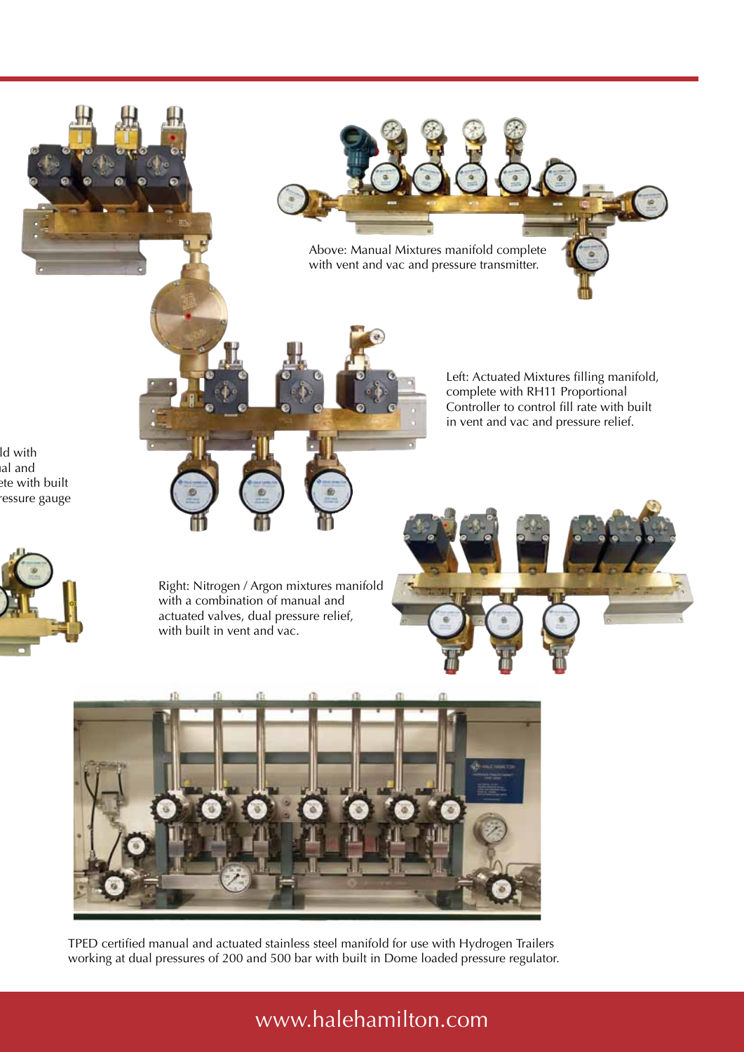Above: Manual Mixtures manifold complete with vent and vac and pressure transmitter.

Left: Actuated Mixtures filling manifold, complete with RH11 Proportional Controller to control fill rate with built in vent and vac and pressure relief.

ld with
al and
ete with built
ressure gauge

Right: Nitrogen / Argon mixtures manifold with a combination of manual and actuated valves, dual pressure relief, with built in vent and vac.

TPED certified manual and actuated stainless steel manifold for use with Hydrogen Trailers working at dual pressures of 200 and 500 bar with built in Dome loaded pressure regulator.

www.halehamilton.com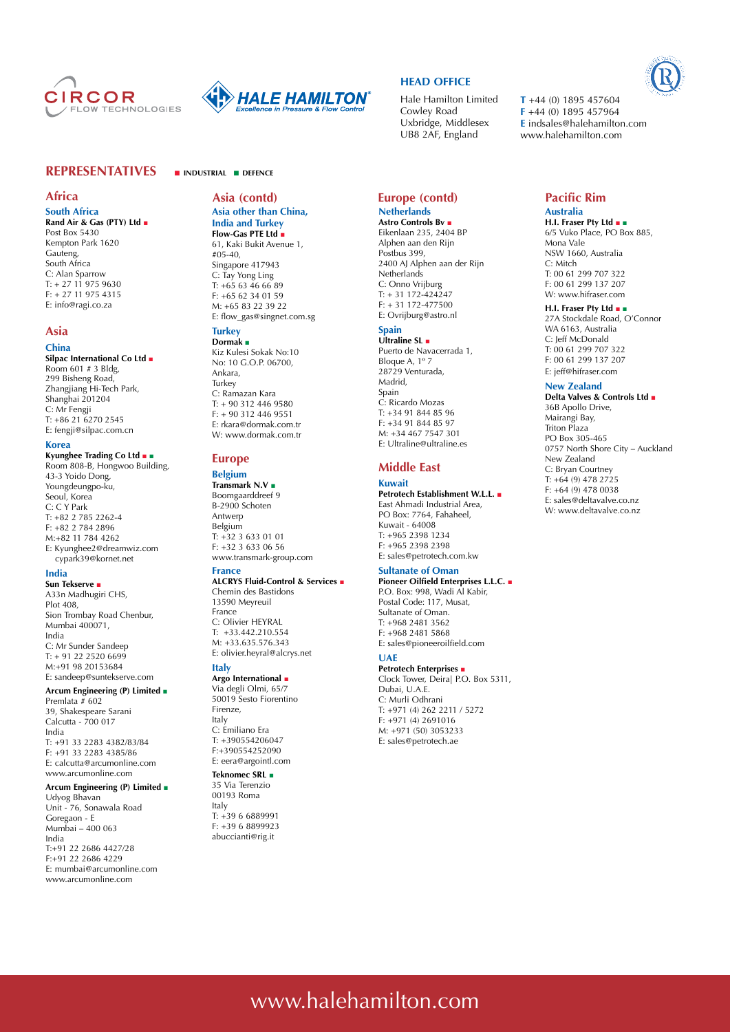## HEAD OFFICE

Hale Hamilton Limited
Cowley Road
Uxbridge, Middlesex
UB8 2AF, England

**T** +44 (0) 1895 457604
**F** +44 (0) 1895 457964
**E** indsales@halehamilton.com
www.halehamilton.com

## REPRESENTATIVES

■ INDUSTRIAL ■ DEFENCE

### Africa

#### South Africa

**Rand Air & Gas (PTY) Ltd** ■
Post Box 5430
Kempton Park 1620
Gauteng,
South Africa
C: Alan Sparrow
T: + 27 11 975 9630
F: + 27 11 975 4315
E: info@ragi.co.za

### Asia

#### China

**Silpac International Co Ltd** ■
Room 601 # 3 Bldg,
299 Bisheng Road,
Zhangjiang Hi-Tech Park,
Shanghai 201204
C: Mr Fengji
T: +86 21 6270 2545
E: fengji@silpac.com.cn

#### Korea

**Kyunghee Trading Co Ltd** ■ ■
Room 808-B, Hongwoo Building,
43-3 Yoido Dong,
Youngdeungpo-ku,
Seoul, Korea
C: C Y Park
T: +82 2 785 2262-4
F: +82 2 784 2896
M:+82 11 784 4262
E: Kyunghee2@dreamwiz.com
cypark39@kornet.net

#### India

**Sun Tekserve** ■
A33n Madhugiri CHS,
Plot 408,
Sion Trombay Road Chenbur,
Mumbai 400071,
India
C: Mr Sunder Sandeep
T: + 91 22 2520 6699
M:+91 98 20153684
E: sandeep@suntekserve.com

**Arcum Engineering (P) Limited** ■
Premlata # 602
39, Shakespeare Sarani
Calcutta - 700 017
India
T: +91 33 2283 4382/83/84
F: +91 33 2283 4385/86
E: calcutta@arcumonline.com
www.arcumonline.com

**Arcum Engineering (P) Limited** ■
Udyog Bhavan
Unit - 76, Sonawala Road
Goregaon - E
Mumbai – 400 063
India
T:+91 22 2686 4427/28
F:+91 22 2686 4229
E: mumbai@arcumonline.com
www.arcumonline.com

### Asia (contd)

#### Asia other than China, India and Turkey

**Flow-Gas PTE Ltd** ■
61, Kaki Bukit Avenue 1,
#05-40,
Singapore 417943
C: Tay Yong Ling
T: +65 63 46 66 89
F: +65 62 34 01 59
M: +65 83 22 39 22
E: flow_gas@singnet.com.sg

#### Turkey

**Dormak** ■
Kiz Kulesi Sokak No:10
No: 10 G.O.P. 06700,
Ankara,
Turkey
C: Ramazan Kara
T: + 90 312 446 9580
F: + 90 312 446 9551
E: rkara@dormak.com.tr
W: www.dormak.com.tr

### Europe

#### Belgium

**Transmark N.V** ■
Boomgaarddreef 9
B-2900 Schoten
Antwerp
Belgium
T: +32 3 633 01 01
F: +32 3 633 06 56
www.transmark-group.com

#### France

**ALCRYS Fluid-Control & Services** ■
Chemin des Bastidons
13590 Meyreuil
France
C: Olivier HEYRAL
T: +33.442.210.554
M: +33.635.576.343
E: olivier.heyral@alcrys.net

#### Italy

**Argo International** ■
Via degli Olmi, 65/7
50019 Sesto Fiorentino
Firenze,
Italy
C: Emiliano Era
T: +390554206047
F:+390554252090
E: eera@argointl.com

**Teknomec SRL** ■
35 Via Terenzio
00193 Roma
Italy
T: +39 6 6889991
F: +39 6 8899923
abuccianti@rig.it

### Europe (contd)

#### Netherlands

**Astro Controls Bv** ■
Eikenlaan 235, 2404 BP
Alphen aan den Rijn
Postbus 399,
2400 AJ Alphen aan der Rijn
Netherlands
C: Onno Vrijburg
T: + 31 172-424247
F: + 31 172-477500
E: Ovrijburg@astro.nl

#### Spain

**Ultraline SL** ■
Puerto de Navacerrada 1,
Bloque A, 1º 7
28729 Venturada,
Madrid,
Spain
C: Ricardo Mozas
T: +34 91 844 85 96
F: +34 91 844 85 97
M: +34 467 7547 301
E: Ultraline@ultraline.es

### Middle East

#### Kuwait

**Petrotech Establishment W.L.L.** ■
East Ahmadi Industrial Area,
PO Box: 7764, Fahaheel,
Kuwait - 64008
T: +965 2398 1234
F: +965 2398 2398
E: sales@petrotech.com.kw

#### Sultanate of Oman

**Pioneer Oilfield Enterprises L.L.C.** ■
P.O. Box: 998, Wadi Al Kabir,
Postal Code: 117, Musat,
Sultanate of Oman.
T: +968 2481 3562
F: +968 2481 5868
E: sales@pioneeroilfield.com

#### UAE

**Petrotech Enterprises** ■
Clock Tower, Deira| P.O. Box 5311,
Dubai, U.A.E.
C: Murli Odhrani
T: +971 (4) 262 2211 / 5272
F: +971 (4) 2691016
M: +971 (50) 3053233
E: sales@petrotech.ae

### Pacific Rim

#### Australia

**H.I. Fraser Pty Ltd** ■ ■
6/5 Vuko Place, PO Box 885,
Mona Vale
NSW 1660, Australia
C: Mitch
T: 00 61 299 707 322
F: 00 61 299 137 207
W: www.hifraser.com

**H.I. Fraser Pty Ltd** ■ ■
27A Stockdale Road, O'Connor
WA 6163, Australia
C: Jeff McDonald
T: 00 61 299 707 322
F: 00 61 299 137 207
E: jeff@hifraser.com

#### New Zealand

**Delta Valves & Controls Ltd** ■
36B Apollo Drive,
Mairangi Bay,
Triton Plaza
PO Box 305-465
0757 North Shore City – Auckland
New Zealand
C: Bryan Courtney
T: +64 (9) 478 2725
F: +64 (9) 478 0038
E: sales@deltavalve.co.nz
W: www.deltavalve.co.nz

www.halehamilton.com